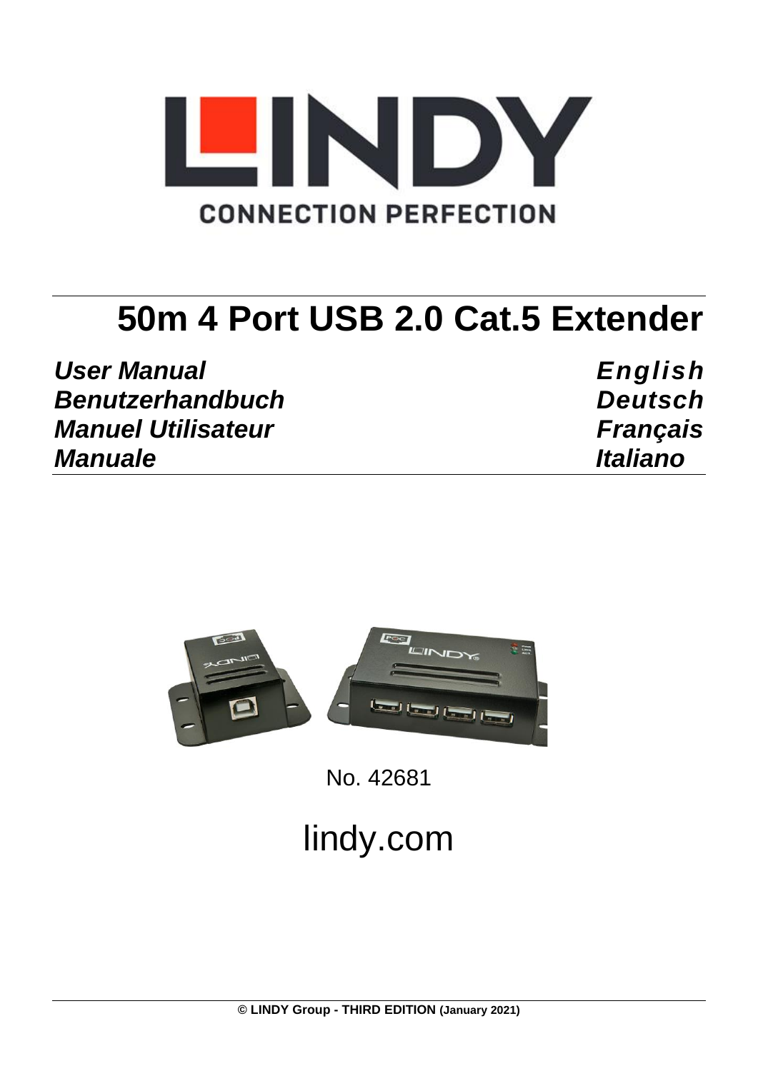LINDY

CONNECTION PERFECTION

# 50m 4 Port USB 2.0 Cat.5 Extender

| | |
|---|---|
| ***User Manual*** | ***English*** |
| ***Benutzerhandbuch*** | ***Deutsch*** |
| ***Manuel Utilisateur*** | ***Français*** |
| ***Manuale*** | ***Italiano*** |

No. 42681

lindy.com

**© LINDY Group - THIRD EDITION (January 2021)**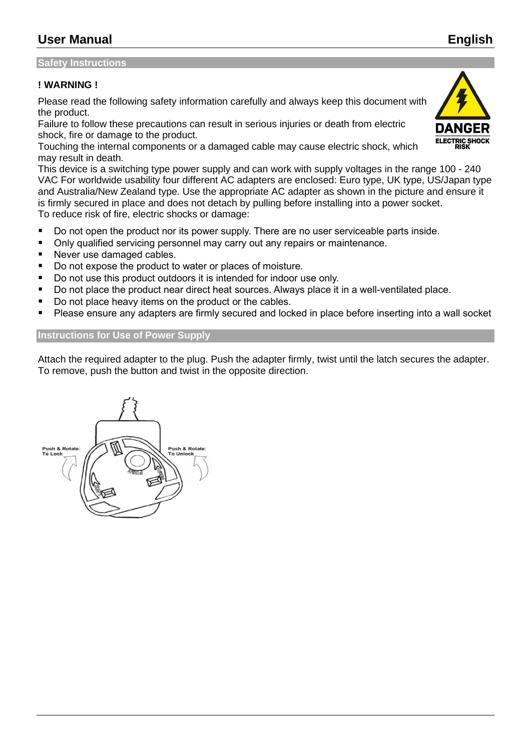# User Manual English

## Safety Instructions

**! WARNING !**

Please read the following safety information carefully and always keep this document with the product.
Failure to follow these precautions can result in serious injuries or death from electric shock, fire or damage to the product.
Touching the internal components or a damaged cable may cause electric shock, which may result in death.
This device is a switching type power supply and can work with supply voltages in the range 100 - 240 VAC For worldwide usability four different AC adapters are enclosed: Euro type, UK type, US/Japan type and Australia/New Zealand type. Use the appropriate AC adapter as shown in the picture and ensure it is firmly secured in place and does not detach by pulling before installing into a power socket.
To reduce risk of fire, electric shocks or damage:

- Do not open the product nor its power supply. There are no user serviceable parts inside.
- Only qualified servicing personnel may carry out any repairs or maintenance.
- Never use damaged cables.
- Do not expose the product to water or places of moisture.
- Do not use this product outdoors it is intended for indoor use only.
- Do not place the product near direct heat sources. Always place it in a well-ventilated place.
- Do not place heavy items on the product or the cables.
- Please ensure any adapters are firmly secured and locked in place before inserting into a wall socket

## Instructions for Use of Power Supply

Attach the required adapter to the plug. Push the adapter firmly, twist until the latch secures the adapter.
To remove, push the button and twist in the opposite direction.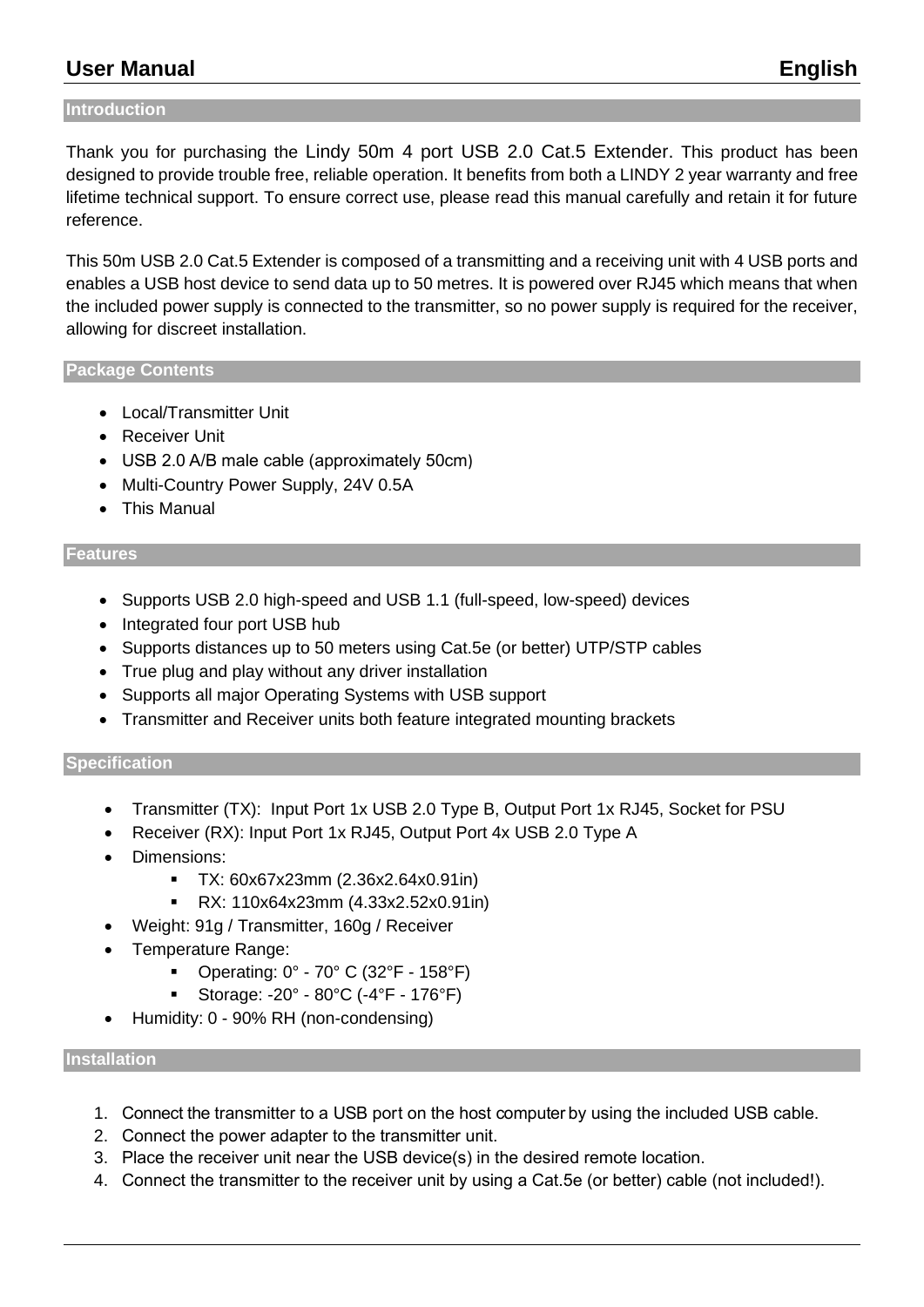## Introduction

Thank you for purchasing the Lindy 50m 4 port USB 2.0 Cat.5 Extender. This product has been designed to provide trouble free, reliable operation. It benefits from both a LINDY 2 year warranty and free lifetime technical support. To ensure correct use, please read this manual carefully and retain it for future reference.

This 50m USB 2.0 Cat.5 Extender is composed of a transmitting and a receiving unit with 4 USB ports and enables a USB host device to send data up to 50 metres. It is powered over RJ45 which means that when the included power supply is connected to the transmitter, so no power supply is required for the receiver, allowing for discreet installation.

## Package Contents

- Local/Transmitter Unit
- Receiver Unit
- USB 2.0 A/B male cable (approximately 50cm)
- Multi-Country Power Supply, 24V 0.5A
- This Manual

## Features

- Supports USB 2.0 high-speed and USB 1.1 (full-speed, low-speed) devices
- Integrated four port USB hub
- Supports distances up to 50 meters using Cat.5e (or better) UTP/STP cables
- True plug and play without any driver installation
- Supports all major Operating Systems with USB support
- Transmitter and Receiver units both feature integrated mounting brackets

## Specification

- Transmitter (TX): Input Port 1x USB 2.0 Type B, Output Port 1x RJ45, Socket for PSU
- Receiver (RX): Input Port 1x RJ45, Output Port 4x USB 2.0 Type A
- Dimensions:
  - TX: 60x67x23mm (2.36x2.64x0.91in)
  - RX: 110x64x23mm (4.33x2.52x0.91in)
- Weight: 91g / Transmitter, 160g / Receiver
- Temperature Range:
  - Operating: 0° - 70° C (32°F - 158°F)
  - Storage: -20° - 80°C (-4°F - 176°F)
- Humidity: 0 - 90% RH (non-condensing)

## Installation

1. Connect the transmitter to a USB port on the host computer by using the included USB cable.
2. Connect the power adapter to the transmitter unit.
3. Place the receiver unit near the USB device(s) in the desired remote location.
4. Connect the transmitter to the receiver unit by using a Cat.5e (or better) cable (not included!).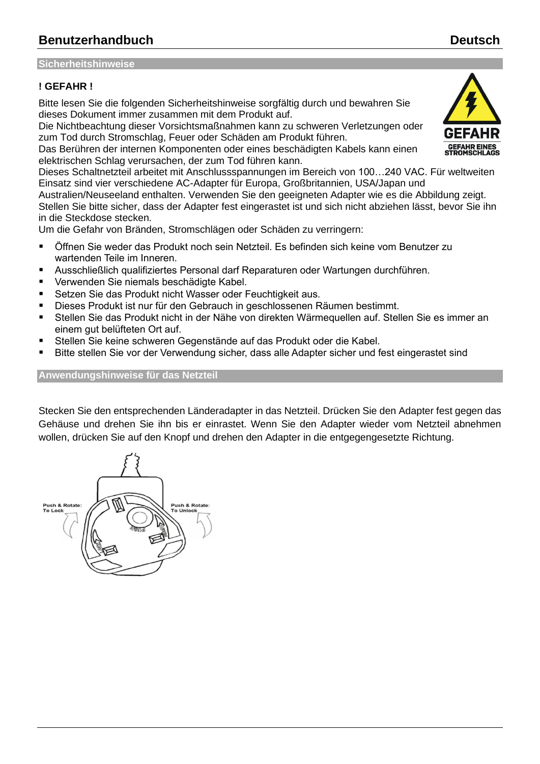## Sicherheitshinweise

**! GEFAHR !**

Bitte lesen Sie die folgenden Sicherheitshinweise sorgfältig durch und bewahren Sie dieses Dokument immer zusammen mit dem Produkt auf.
Die Nichtbeachtung dieser Vorsichtsmaßnahmen kann zu schweren Verletzungen oder zum Tod durch Stromschlag, Feuer oder Schäden am Produkt führen.
Das Berühren der internen Komponenten oder eines beschädigten Kabels kann einen elektrischen Schlag verursachen, der zum Tod führen kann.
Dieses Schaltnetzteil arbeitet mit Anschlussspannungen im Bereich von 100…240 VAC. Für weltweiten Einsatz sind vier verschiedene AC-Adapter für Europa, Großbritannien, USA/Japan und Australien/Neuseeland enthalten. Verwenden Sie den geeigneten Adapter wie es die Abbildung zeigt. Stellen Sie bitte sicher, dass der Adapter fest eingerastet ist und sich nicht abziehen lässt, bevor Sie ihn in die Steckdose stecken.
Um die Gefahr von Bränden, Stromschlägen oder Schäden zu verringern:

- Öffnen Sie weder das Produkt noch sein Netzteil. Es befinden sich keine vom Benutzer zu wartenden Teile im Inneren.
- Ausschließlich qualifiziertes Personal darf Reparaturen oder Wartungen durchführen.
- Verwenden Sie niemals beschädigte Kabel.
- Setzen Sie das Produkt nicht Wasser oder Feuchtigkeit aus.
- Dieses Produkt ist nur für den Gebrauch in geschlossenen Räumen bestimmt.
- Stellen Sie das Produkt nicht in der Nähe von direkten Wärmequellen auf. Stellen Sie es immer an einem gut belüfteten Ort auf.
- Stellen Sie keine schweren Gegenstände auf das Produkt oder die Kabel.
- Bitte stellen Sie vor der Verwendung sicher, dass alle Adapter sicher und fest eingerastet sind

## Anwendungshinweise für das Netzteil

Stecken Sie den entsprechenden Länderadapter in das Netzteil. Drücken Sie den Adapter fest gegen das Gehäuse und drehen Sie ihn bis er einrastet. Wenn Sie den Adapter wieder vom Netzteil abnehmen wollen, drücken Sie auf den Knopf und drehen den Adapter in die entgegengesetzte Richtung.

Push & Rotate: To Lock

Push & Rotate: To Unlock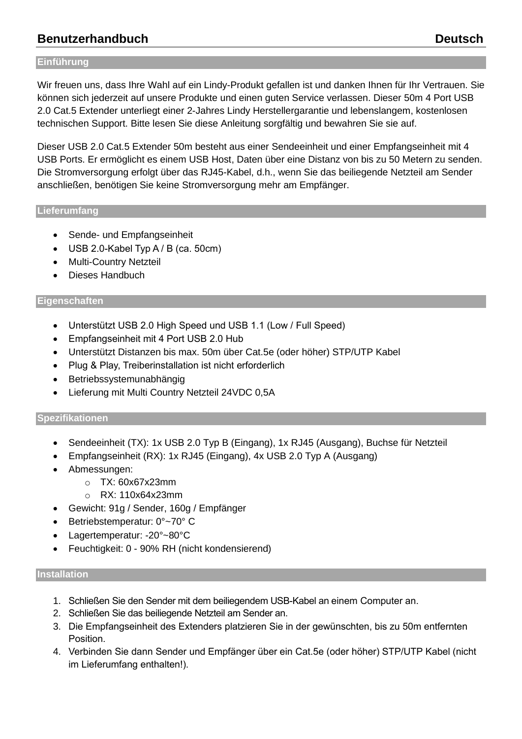# Benutzerhandbuch Deutsch

## Einführung

Wir freuen uns, dass Ihre Wahl auf ein Lindy-Produkt gefallen ist und danken Ihnen für Ihr Vertrauen. Sie können sich jederzeit auf unsere Produkte und einen guten Service verlassen. Dieser 50m 4 Port USB 2.0 Cat.5 Extender unterliegt einer 2-Jahres Lindy Herstellergarantie und lebenslangem, kostenlosen technischen Support. Bitte lesen Sie diese Anleitung sorgfältig und bewahren Sie sie auf.

Dieser USB 2.0 Cat.5 Extender 50m besteht aus einer Sendeeinheit und einer Empfangseinheit mit 4 USB Ports. Er ermöglicht es einem USB Host, Daten über eine Distanz von bis zu 50 Metern zu senden. Die Stromversorgung erfolgt über das RJ45-Kabel, d.h., wenn Sie das beiliegende Netzteil am Sender anschließen, benötigen Sie keine Stromversorgung mehr am Empfänger.

## Lieferumfang

- Sende- und Empfangseinheit
- USB 2.0-Kabel Typ A / B (ca. 50cm)
- Multi-Country Netzteil
- Dieses Handbuch

## Eigenschaften

- Unterstützt USB 2.0 High Speed und USB 1.1 (Low / Full Speed)
- Empfangseinheit mit 4 Port USB 2.0 Hub
- Unterstützt Distanzen bis max. 50m über Cat.5e (oder höher) STP/UTP Kabel
- Plug & Play, Treiberinstallation ist nicht erforderlich
- Betriebssystemunabhängig
- Lieferung mit Multi Country Netzteil 24VDC 0,5A

## Spezifikationen

- Sendeeinheit (TX): 1x USB 2.0 Typ B (Eingang), 1x RJ45 (Ausgang), Buchse für Netzteil
- Empfangseinheit (RX): 1x RJ45 (Eingang), 4x USB 2.0 Typ A (Ausgang)
- Abmessungen:
  - TX: 60x67x23mm
  - RX: 110x64x23mm
- Gewicht: 91g / Sender, 160g / Empfänger
- Betriebstemperatur: 0°~70° C
- Lagertemperatur: -20°~80°C
- Feuchtigkeit: 0 - 90% RH (nicht kondensierend)

## Installation

1. Schließen Sie den Sender mit dem beiliegendem USB-Kabel an einem Computer an.
2. Schließen Sie das beiliegende Netzteil am Sender an.
3. Die Empfangseinheit des Extenders platzieren Sie in der gewünschten, bis zu 50m entfernten Position.
4. Verbinden Sie dann Sender und Empfänger über ein Cat.5e (oder höher) STP/UTP Kabel (nicht im Lieferumfang enthalten!).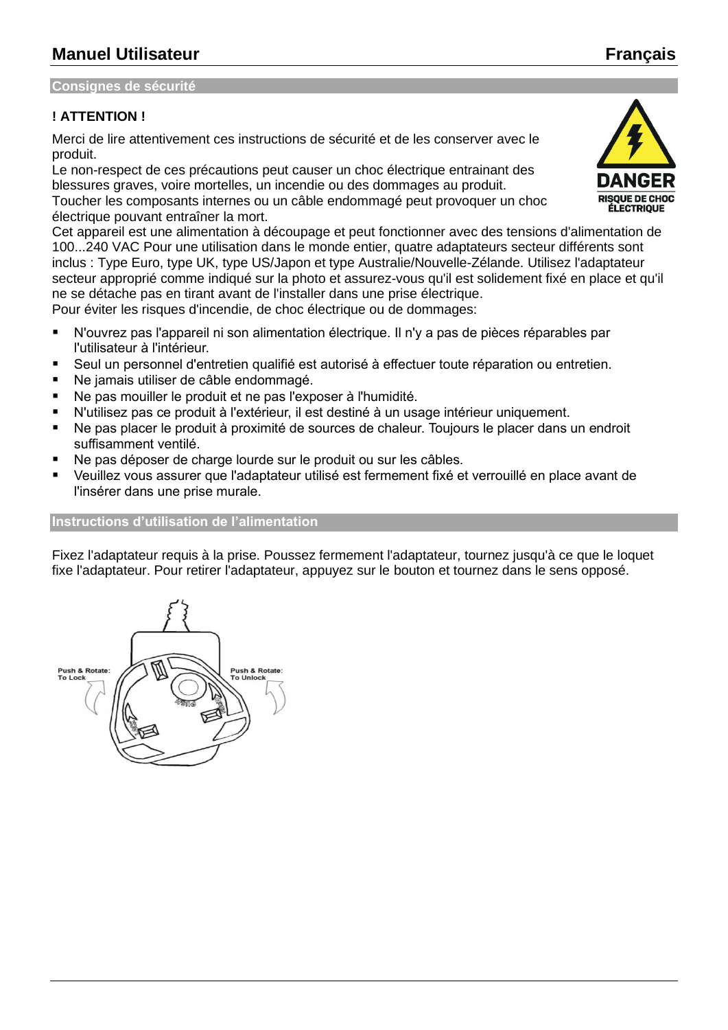# Manuel Utilisateur

## Consignes de sécurité

**! ATTENTION !**

Merci de lire attentivement ces instructions de sécurité et de les conserver avec le produit.
Le non-respect de ces précautions peut causer un choc électrique entrainant des blessures graves, voire mortelles, un incendie ou des dommages au produit.
Toucher les composants internes ou un câble endommagé peut provoquer un choc électrique pouvant entraîner la mort.

DANGER
RISQUE DE CHOC ÉLECTRIQUE

Cet appareil est une alimentation à découpage et peut fonctionner avec des tensions d'alimentation de 100...240 VAC Pour une utilisation dans le monde entier, quatre adaptateurs secteur différents sont inclus : Type Euro, type UK, type US/Japon et type Australie/Nouvelle-Zélande. Utilisez l'adaptateur secteur approprié comme indiqué sur la photo et assurez-vous qu'il est solidement fixé en place et qu'il ne se détache pas en tirant avant de l'installer dans une prise électrique.
Pour éviter les risques d'incendie, de choc électrique ou de dommages:

- N'ouvrez pas l'appareil ni son alimentation électrique. Il n'y a pas de pièces réparables par l'utilisateur à l'intérieur.
- Seul un personnel d'entretien qualifié est autorisé à effectuer toute réparation ou entretien.
- Ne jamais utiliser de câble endommagé.
- Ne pas mouiller le produit et ne pas l'exposer à l'humidité.
- N'utilisez pas ce produit à l'extérieur, il est destiné à un usage intérieur uniquement.
- Ne pas placer le produit à proximité de sources de chaleur. Toujours le placer dans un endroit suffisamment ventilé.
- Ne pas déposer de charge lourde sur le produit ou sur les câbles.
- Veuillez vous assurer que l'adaptateur utilisé est fermement fixé et verrouillé en place avant de l'insérer dans une prise murale.

## Instructions d'utilisation de l'alimentation

Fixez l'adaptateur requis à la prise. Poussez fermement l'adaptateur, tournez jusqu'à ce que le loquet fixe l'adaptateur. Pour retirer l'adaptateur, appuyez sur le bouton et tournez dans le sens opposé.

Push & Rotate: To Lock

Push & Rotate: To Unlock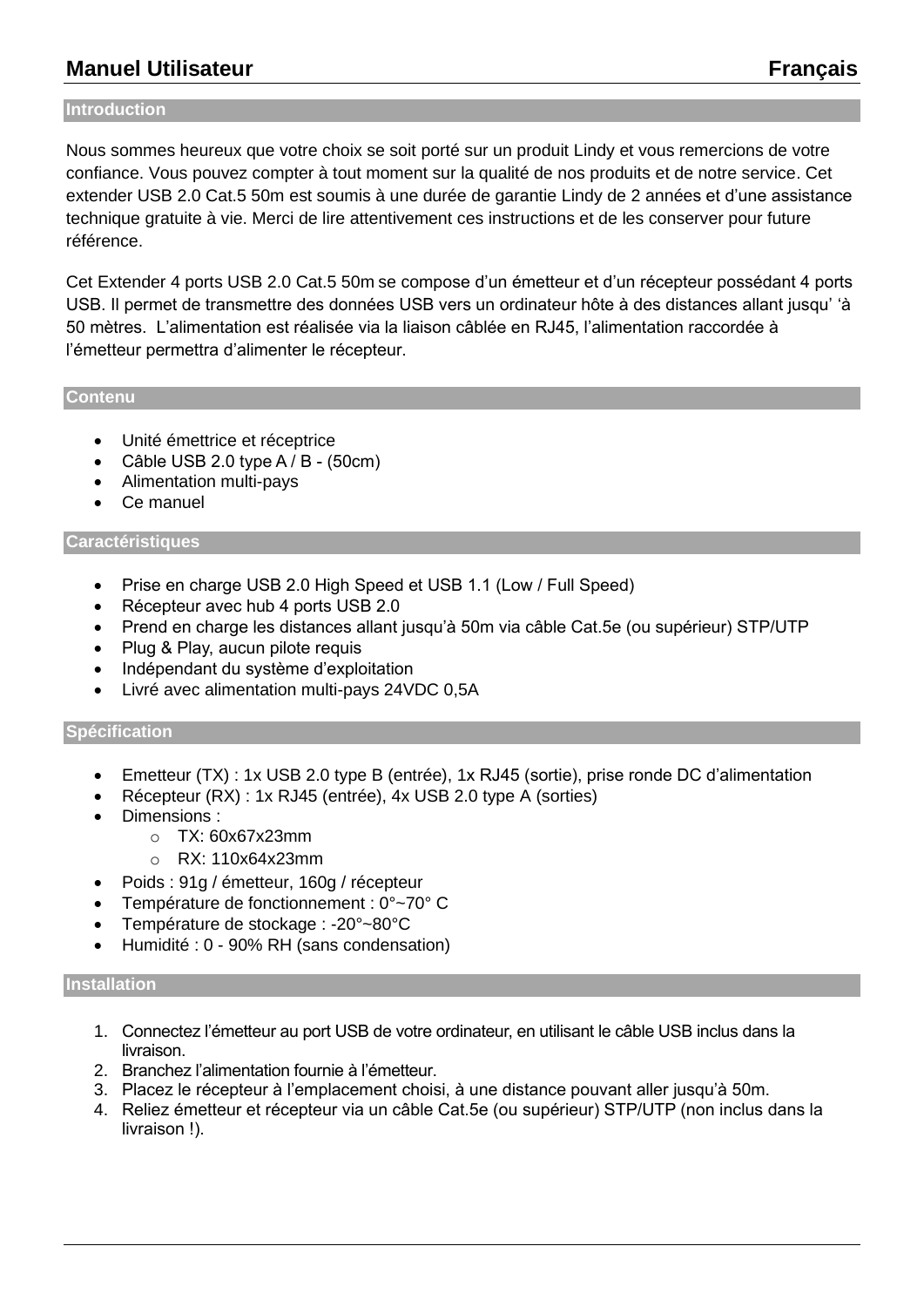# Manuel Utilisateur — Français

## Introduction

Nous sommes heureux que votre choix se soit porté sur un produit Lindy et vous remercions de votre confiance. Vous pouvez compter à tout moment sur la qualité de nos produits et de notre service. Cet extender USB 2.0 Cat.5 50m est soumis à une durée de garantie Lindy de 2 années et d'une assistance technique gratuite à vie. Merci de lire attentivement ces instructions et de les conserver pour future référence.

Cet Extender 4 ports USB 2.0 Cat.5 50m se compose d'un émetteur et d'un récepteur possédant 4 ports USB. Il permet de transmettre des données USB vers un ordinateur hôte à des distances allant jusqu' 'à 50 mètres. L'alimentation est réalisée via la liaison câblée en RJ45, l'alimentation raccordée à l'émetteur permettra d'alimenter le récepteur.

## Contenu

- Unité émettrice et réceptrice
- Câble USB 2.0 type A / B - (50cm)
- Alimentation multi-pays
- Ce manuel

## Caractéristiques

- Prise en charge USB 2.0 High Speed et USB 1.1 (Low / Full Speed)
- Récepteur avec hub 4 ports USB 2.0
- Prend en charge les distances allant jusqu'à 50m via câble Cat.5e (ou supérieur) STP/UTP
- Plug & Play, aucun pilote requis
- Indépendant du système d'exploitation
- Livré avec alimentation multi-pays 24VDC 0,5A

## Spécification

- Emetteur (TX) : 1x USB 2.0 type B (entrée), 1x RJ45 (sortie), prise ronde DC d'alimentation
- Récepteur (RX) : 1x RJ45 (entrée), 4x USB 2.0 type A (sorties)
- Dimensions :
  - TX: 60x67x23mm
  - RX: 110x64x23mm
- Poids : 91g / émetteur, 160g / récepteur
- Température de fonctionnement : 0°~70° C
- Température de stockage : -20°~80°C
- Humidité : 0 - 90% RH (sans condensation)

## Installation

1. Connectez l'émetteur au port USB de votre ordinateur, en utilisant le câble USB inclus dans la livraison.
2. Branchez l'alimentation fournie à l'émetteur.
3. Placez le récepteur à l'emplacement choisi, à une distance pouvant aller jusqu'à 50m.
4. Reliez émetteur et récepteur via un câble Cat.5e (ou supérieur) STP/UTP (non inclus dans la livraison !).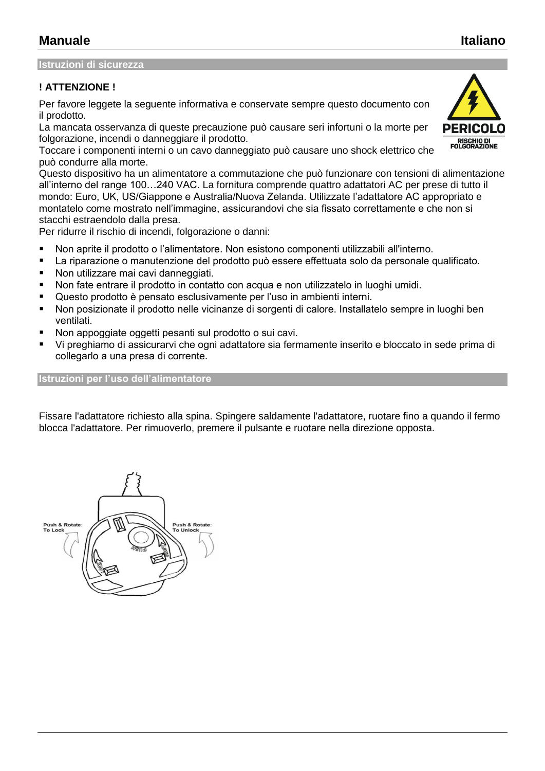## Istruzioni di sicurezza

**! ATTENZIONE !**

Per favore leggete la seguente informativa e conservate sempre questo documento con il prodotto.
La mancata osservanza di queste precauzione può causare seri infortuni o la morte per folgorazione, incendi o danneggiare il prodotto.
Toccare i componenti interni o un cavo danneggiato può causare uno shock elettrico che può condurre alla morte.
Questo dispositivo ha un alimentatore a commutazione che può funzionare con tensioni di alimentazione all'interno del range 100…240 VAC. La fornitura comprende quattro adattatori AC per prese di tutto il mondo: Euro, UK, US/Giappone e Australia/Nuova Zelanda. Utilizzate l'adattatore AC appropriato e montatelo come mostrato nell'immagine, assicurandovi che sia fissato correttamente e che non si stacchi estraendolo dalla presa.
Per ridurre il rischio di incendi, folgorazione o danni:

- Non aprite il prodotto o l'alimentatore. Non esistono componenti utilizzabili all'interno.
- La riparazione o manutenzione del prodotto può essere effettuata solo da personale qualificato.
- Non utilizzare mai cavi danneggiati.
- Non fate entrare il prodotto in contatto con acqua e non utilizzatelo in luoghi umidi.
- Questo prodotto è pensato esclusivamente per l'uso in ambienti interni.
- Non posizionate il prodotto nelle vicinanze di sorgenti di calore. Installatelo sempre in luoghi ben ventilati.
- Non appoggiate oggetti pesanti sul prodotto o sui cavi.
- Vi preghiamo di assicurarvi che ogni adattatore sia fermamente inserito e bloccato in sede prima di collegarlo a una presa di corrente.

## Istruzioni per l'uso dell'alimentatore

Fissare l'adattatore richiesto alla spina. Spingere saldamente l'adattatore, ruotare fino a quando il fermo blocca l'adattatore. Per rimuoverlo, premere il pulsante e ruotare nella direzione opposta.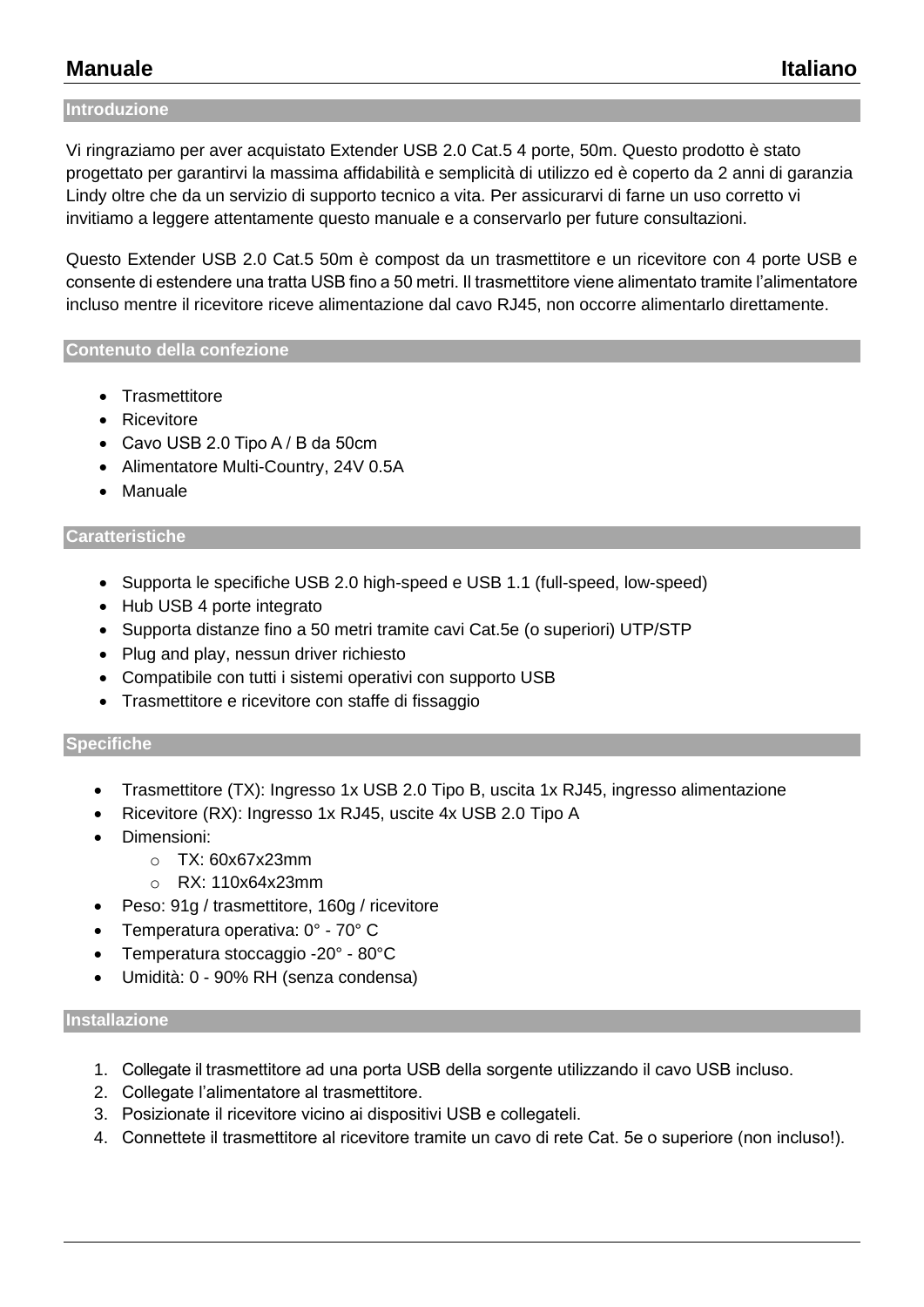# Manuale Italiano

## Introduzione

Vi ringraziamo per aver acquistato Extender USB 2.0 Cat.5 4 porte, 50m. Questo prodotto è stato progettato per garantirvi la massima affidabilità e semplicità di utilizzo ed è coperto da 2 anni di garanzia Lindy oltre che da un servizio di supporto tecnico a vita. Per assicurarvi di farne un uso corretto vi invitiamo a leggere attentamente questo manuale e a conservarlo per future consultazioni.

Questo Extender USB 2.0 Cat.5 50m è compost da un trasmettitore e un ricevitore con 4 porte USB e consente di estendere una tratta USB fino a 50 metri. Il trasmettitore viene alimentato tramite l'alimentatore incluso mentre il ricevitore riceve alimentazione dal cavo RJ45, non occorre alimentarlo direttamente.

## Contenuto della confezione

- Trasmettitore
- Ricevitore
- Cavo USB 2.0 Tipo A / B da 50cm
- Alimentatore Multi-Country, 24V 0.5A
- Manuale

## Caratteristiche

- Supporta le specifiche USB 2.0 high-speed e USB 1.1 (full-speed, low-speed)
- Hub USB 4 porte integrato
- Supporta distanze fino a 50 metri tramite cavi Cat.5e (o superiori) UTP/STP
- Plug and play, nessun driver richiesto
- Compatibile con tutti i sistemi operativi con supporto USB
- Trasmettitore e ricevitore con staffe di fissaggio

## Specifiche

- Trasmettitore (TX): Ingresso 1x USB 2.0 Tipo B, uscita 1x RJ45, ingresso alimentazione
- Ricevitore (RX): Ingresso 1x RJ45, uscite 4x USB 2.0 Tipo A
- Dimensioni:
  - TX: 60x67x23mm
  - RX: 110x64x23mm
- Peso: 91g / trasmettitore, 160g / ricevitore
- Temperatura operativa: 0° - 70° C
- Temperatura stoccaggio -20° - 80°C
- Umidità: 0 - 90% RH (senza condensa)

## Installazione

1. Collegate il trasmettitore ad una porta USB della sorgente utilizzando il cavo USB incluso.
2. Collegate l'alimentatore al trasmettitore.
3. Posizionate il ricevitore vicino ai dispositivi USB e collegateli.
4. Connettete il trasmettitore al ricevitore tramite un cavo di rete Cat. 5e o superiore (non incluso!).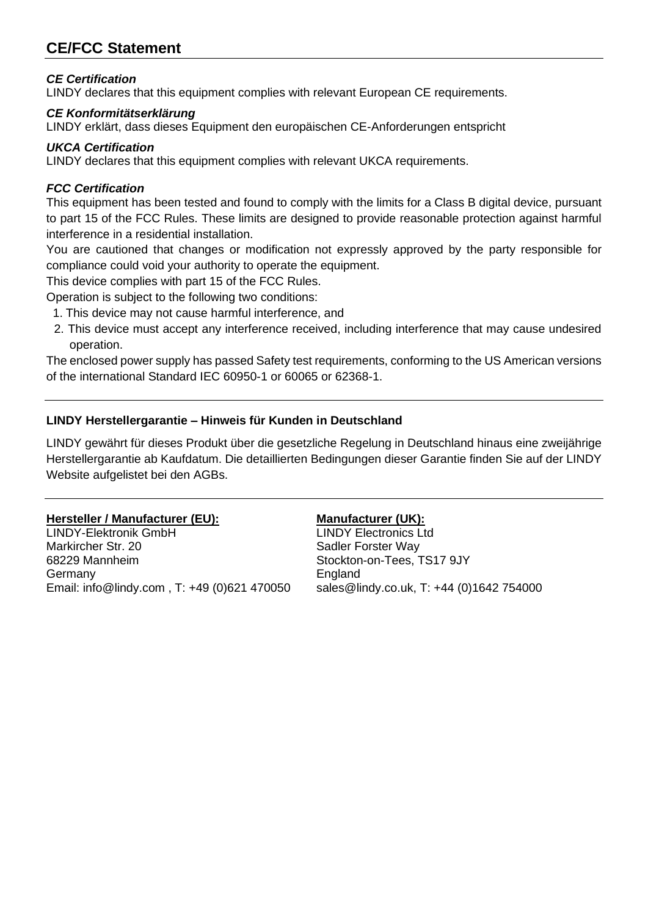## CE/FCC Statement

***CE Certification***
LINDY declares that this equipment complies with relevant European CE requirements.

***CE Konformitätserklärung***
LINDY erklärt, dass dieses Equipment den europäischen CE-Anforderungen entspricht

***UKCA Certification***
LINDY declares that this equipment complies with relevant UKCA requirements.

***FCC Certification***
This equipment has been tested and found to comply with the limits for a Class B digital device, pursuant to part 15 of the FCC Rules. These limits are designed to provide reasonable protection against harmful interference in a residential installation.
You are cautioned that changes or modification not expressly approved by the party responsible for compliance could void your authority to operate the equipment.
This device complies with part 15 of the FCC Rules.
Operation is subject to the following two conditions:

1. This device may not cause harmful interference, and
2. This device must accept any interference received, including interference that may cause undesired operation.

The enclosed power supply has passed Safety test requirements, conforming to the US American versions of the international Standard IEC 60950-1 or 60065 or 62368-1.

---

**LINDY Herstellergarantie – Hinweis für Kunden in Deutschland**

LINDY gewährt für dieses Produkt über die gesetzliche Regelung in Deutschland hinaus eine zweijährige Herstellergarantie ab Kaufdatum. Die detaillierten Bedingungen dieser Garantie finden Sie auf der LINDY Website aufgelistet bei den AGBs.

---

**Hersteller / Manufacturer (EU):**
LINDY-Elektronik GmbH
Markircher Str. 20
68229 Mannheim
Germany
Email: info@lindy.com , T: +49 (0)621 470050

**Manufacturer (UK):**
LINDY Electronics Ltd
Sadler Forster Way
Stockton-on-Tees, TS17 9JY
England
sales@lindy.co.uk, T: +44 (0)1642 754000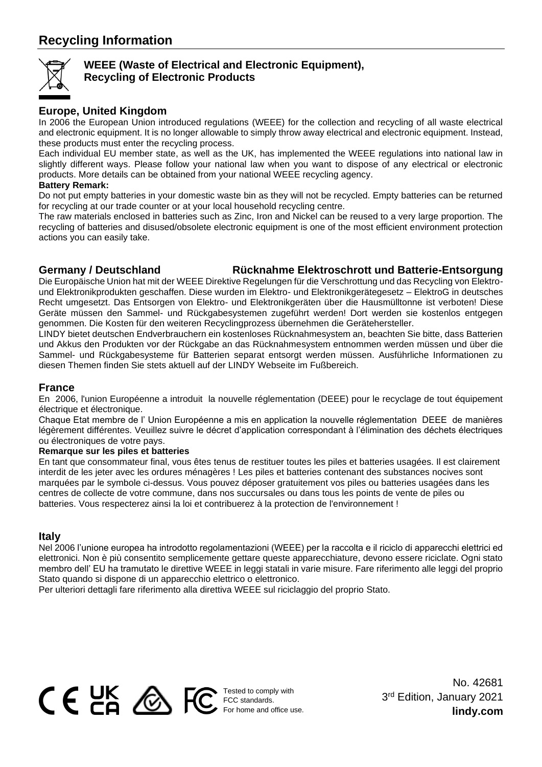# Recycling Information

**WEEE (Waste of Electrical and Electronic Equipment),**
**Recycling of Electronic Products**

## Europe, United Kingdom

In 2006 the European Union introduced regulations (WEEE) for the collection and recycling of all waste electrical and electronic equipment. It is no longer allowable to simply throw away electrical and electronic equipment. Instead, these products must enter the recycling process.

Each individual EU member state, as well as the UK, has implemented the WEEE regulations into national law in slightly different ways. Please follow your national law when you want to dispose of any electrical or electronic products. More details can be obtained from your national WEEE recycling agency.

**Battery Remark:**

Do not put empty batteries in your domestic waste bin as they will not be recycled. Empty batteries can be returned for recycling at our trade counter or at your local household recycling centre.

The raw materials enclosed in batteries such as Zinc, Iron and Nickel can be reused to a very large proportion. The recycling of batteries and disused/obsolete electronic equipment is one of the most efficient environment protection actions you can easily take.

## Germany / Deutschland — Rücknahme Elektroschrott und Batterie-Entsorgung

Die Europäische Union hat mit der WEEE Direktive Regelungen für die Verschrottung und das Recycling von Elektro- und Elektronikprodukten geschaffen. Diese wurden im Elektro- und Elektronikgerätegesetz – ElektroG in deutsches Recht umgesetzt. Das Entsorgen von Elektro- und Elektronikgeräten über die Hausmülltonne ist verboten! Diese Geräte müssen den Sammel- und Rückgabesystemen zugeführt werden! Dort werden sie kostenlos entgegen genommen. Die Kosten für den weiteren Recyclingprozess übernehmen die Gerätehersteller.

LINDY bietet deutschen Endverbrauchern ein kostenloses Rücknahmesystem an, beachten Sie bitte, dass Batterien und Akkus den Produkten vor der Rückgabe an das Rücknahmesystem entnommen werden müssen und über die Sammel- und Rückgabesysteme für Batterien separat entsorgt werden müssen. Ausführliche Informationen zu diesen Themen finden Sie stets aktuell auf der LINDY Webseite im Fußbereich.

## France

En 2006, l'union Européenne a introduit la nouvelle réglementation (DEEE) pour le recyclage de tout équipement électrique et électronique.

Chaque Etat membre de l' Union Européenne a mis en application la nouvelle réglementation DEEE de manières légèrement différentes. Veuillez suivre le décret d'application correspondant à l'élimination des déchets électriques ou électroniques de votre pays.

**Remarque sur les piles et batteries**

En tant que consommateur final, vous êtes tenus de restituer toutes les piles et batteries usagées. Il est clairement interdit de les jeter avec les ordures ménagères ! Les piles et batteries contenant des substances nocives sont marquées par le symbole ci-dessus. Vous pouvez déposer gratuitement vos piles ou batteries usagées dans les centres de collecte de votre commune, dans nos succursales ou dans tous les points de vente de piles ou batteries. Vous respecterez ainsi la loi et contribuerez à la protection de l'environnement !

## Italy

Nel 2006 l'unione europea ha introdotto regolamentazioni (WEEE) per la raccolta e il riciclo di apparecchi elettrici ed elettronici. Non è più consentito semplicemente gettare queste apparecchiature, devono essere riciclate. Ogni stato membro dell' EU ha tramutato le direttive WEEE in leggi statali in varie misure. Fare riferimento alle leggi del proprio Stato quando si dispone di un apparecchio elettrico o elettronico.

Per ulteriori dettagli fare riferimento alla direttiva WEEE sul riciclaggio del proprio Stato.

Tested to comply with FCC standards. For home and office use.

No. 42681
3rd Edition, January 2021
**lindy.com**